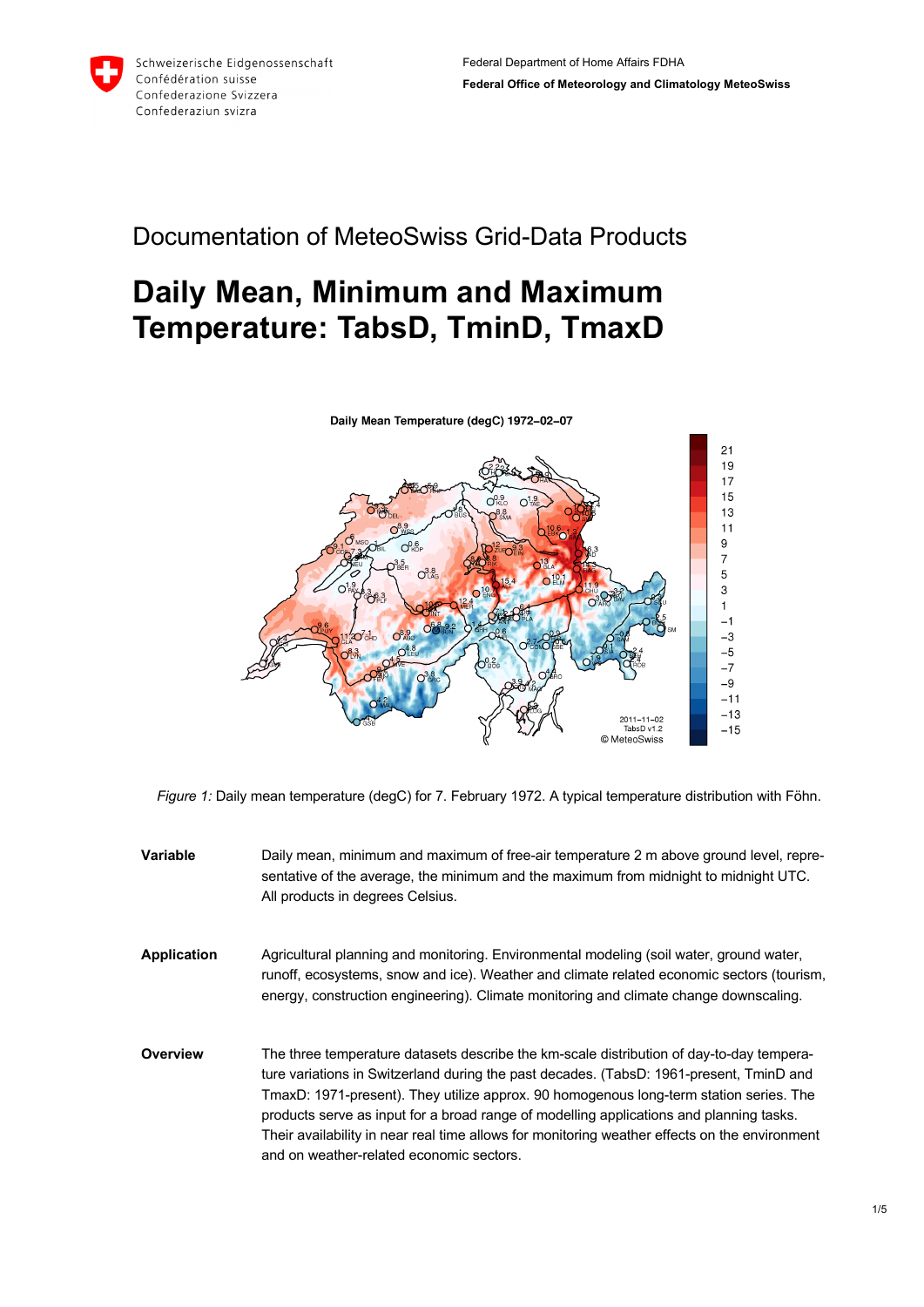Schweizerische Eidgenossenschaft
Confédération suisse
Confederazione Svizzera
Confederaziun svizra

Federal Department of Home Affairs FDHA
**Federal Office of Meteorology and Climatology MeteoSwiss**

## Documentation of MeteoSwiss Grid-Data Products

# Daily Mean, Minimum and Maximum Temperature: TabsD, TminD, TmaxD

*Figure 1:* Daily mean temperature (degC) for 7. February 1972. A typical temperature distribution with Föhn.

| | |
|---|---|
| **Variable** | Daily mean, minimum and maximum of free-air temperature 2 m above ground level, representative of the average, the minimum and the maximum from midnight to midnight UTC. All products in degrees Celsius. |
| **Application** | Agricultural planning and monitoring. Environmental modeling (soil water, ground water, runoff, ecosystems, snow and ice). Weather and climate related economic sectors (tourism, energy, construction engineering). Climate monitoring and climate change downscaling. |
| **Overview** | The three temperature datasets describe the km-scale distribution of day-to-day temperature variations in Switzerland during the past decades. (TabsD: 1961-present, TminD and TmaxD: 1971-present). They utilize approx. 90 homogenous long-term station series. The products serve as input for a broad range of modelling applications and planning tasks. Their availability in near real time allows for monitoring weather effects on the environment and on weather-related economic sectors. |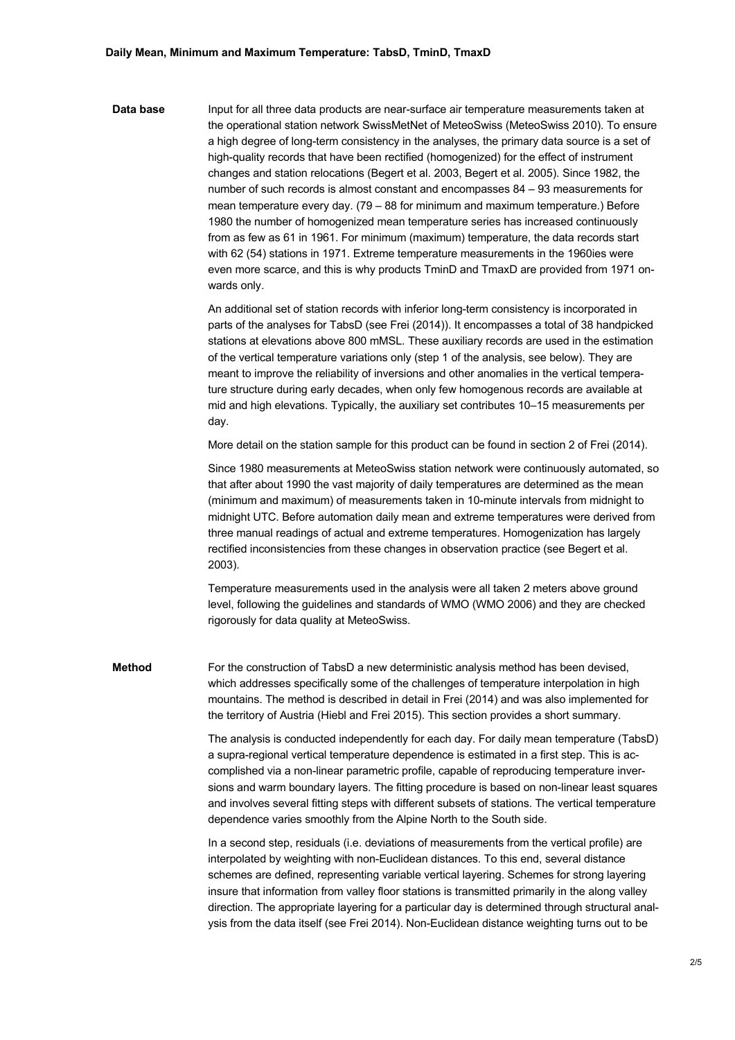**Daily Mean, Minimum and Maximum Temperature: TabsD, TminD, TmaxD**

**Data base**

Input for all three data products are near-surface air temperature measurements taken at the operational station network SwissMetNet of MeteoSwiss (MeteoSwiss 2010). To ensure a high degree of long-term consistency in the analyses, the primary data source is a set of high-quality records that have been rectified (homogenized) for the effect of instrument changes and station relocations (Begert et al. 2003, Begert et al. 2005). Since 1982, the number of such records is almost constant and encompasses 84 – 93 measurements for mean temperature every day. (79 – 88 for minimum and maximum temperature.) Before 1980 the number of homogenized mean temperature series has increased continuously from as few as 61 in 1961. For minimum (maximum) temperature, the data records start with 62 (54) stations in 1971. Extreme temperature measurements in the 1960ies were even more scarce, and this is why products TminD and TmaxD are provided from 1971 onwards only.

An additional set of station records with inferior long-term consistency is incorporated in parts of the analyses for TabsD (see Frei (2014)). It encompasses a total of 38 handpicked stations at elevations above 800 mMSL. These auxiliary records are used in the estimation of the vertical temperature variations only (step 1 of the analysis, see below). They are meant to improve the reliability of inversions and other anomalies in the vertical temperature structure during early decades, when only few homogenous records are available at mid and high elevations. Typically, the auxiliary set contributes 10–15 measurements per day.

More detail on the station sample for this product can be found in section 2 of Frei (2014).

Since 1980 measurements at MeteoSwiss station network were continuously automated, so that after about 1990 the vast majority of daily temperatures are determined as the mean (minimum and maximum) of measurements taken in 10-minute intervals from midnight to midnight UTC. Before automation daily mean and extreme temperatures were derived from three manual readings of actual and extreme temperatures. Homogenization has largely rectified inconsistencies from these changes in observation practice (see Begert et al. 2003).

Temperature measurements used in the analysis were all taken 2 meters above ground level, following the guidelines and standards of WMO (WMO 2006) and they are checked rigorously for data quality at MeteoSwiss.

**Method**

For the construction of TabsD a new deterministic analysis method has been devised, which addresses specifically some of the challenges of temperature interpolation in high mountains. The method is described in detail in Frei (2014) and was also implemented for the territory of Austria (Hiebl and Frei 2015). This section provides a short summary.

The analysis is conducted independently for each day. For daily mean temperature (TabsD) a supra-regional vertical temperature dependence is estimated in a first step. This is accomplished via a non-linear parametric profile, capable of reproducing temperature inversions and warm boundary layers. The fitting procedure is based on non-linear least squares and involves several fitting steps with different subsets of stations. The vertical temperature dependence varies smoothly from the Alpine North to the South side.

In a second step, residuals (i.e. deviations of measurements from the vertical profile) are interpolated by weighting with non-Euclidean distances. To this end, several distance schemes are defined, representing variable vertical layering. Schemes for strong layering insure that information from valley floor stations is transmitted primarily in the along valley direction. The appropriate layering for a particular day is determined through structural analysis from the data itself (see Frei 2014). Non-Euclidean distance weighting turns out to be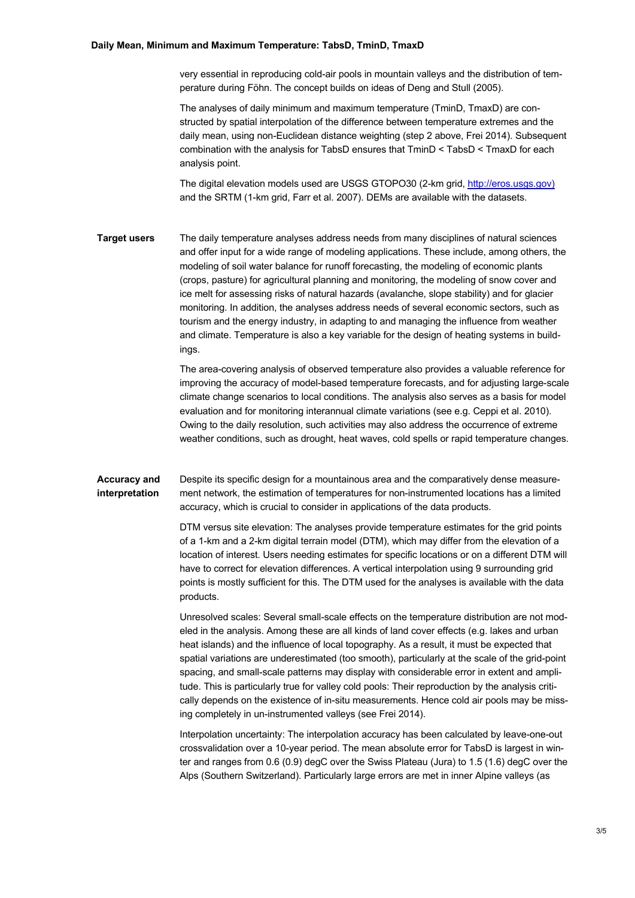very essential in reproducing cold-air pools in mountain valleys and the distribution of temperature during Föhn. The concept builds on ideas of Deng and Stull (2005).

The analyses of daily minimum and maximum temperature (TminD, TmaxD) are constructed by spatial interpolation of the difference between temperature extremes and the daily mean, using non-Euclidean distance weighting (step 2 above, Frei 2014). Subsequent combination with the analysis for TabsD ensures that TminD < TabsD < TmaxD for each analysis point.

The digital elevation models used are USGS GTOPO30 (2-km grid, http://eros.usgs.gov) and the SRTM (1-km grid, Farr et al. 2007). DEMs are available with the datasets.

**Target users**

The daily temperature analyses address needs from many disciplines of natural sciences and offer input for a wide range of modeling applications. These include, among others, the modeling of soil water balance for runoff forecasting, the modeling of economic plants (crops, pasture) for agricultural planning and monitoring, the modeling of snow cover and ice melt for assessing risks of natural hazards (avalanche, slope stability) and for glacier monitoring. In addition, the analyses address needs of several economic sectors, such as tourism and the energy industry, in adapting to and managing the influence from weather and climate. Temperature is also a key variable for the design of heating systems in buildings.

The area-covering analysis of observed temperature also provides a valuable reference for improving the accuracy of model-based temperature forecasts, and for adjusting large-scale climate change scenarios to local conditions. The analysis also serves as a basis for model evaluation and for monitoring interannual climate variations (see e.g. Ceppi et al. 2010). Owing to the daily resolution, such activities may also address the occurrence of extreme weather conditions, such as drought, heat waves, cold spells or rapid temperature changes.

**Accuracy and interpretation**

Despite its specific design for a mountainous area and the comparatively dense measurement network, the estimation of temperatures for non-instrumented locations has a limited accuracy, which is crucial to consider in applications of the data products.

DTM versus site elevation: The analyses provide temperature estimates for the grid points of a 1-km and a 2-km digital terrain model (DTM), which may differ from the elevation of a location of interest. Users needing estimates for specific locations or on a different DTM will have to correct for elevation differences. A vertical interpolation using 9 surrounding grid points is mostly sufficient for this. The DTM used for the analyses is available with the data products.

Unresolved scales: Several small-scale effects on the temperature distribution are not modeled in the analysis. Among these are all kinds of land cover effects (e.g. lakes and urban heat islands) and the influence of local topography. As a result, it must be expected that spatial variations are underestimated (too smooth), particularly at the scale of the grid-point spacing, and small-scale patterns may display with considerable error in extent and amplitude. This is particularly true for valley cold pools: Their reproduction by the analysis critically depends on the existence of in-situ measurements. Hence cold air pools may be missing completely in un-instrumented valleys (see Frei 2014).

Interpolation uncertainty: The interpolation accuracy has been calculated by leave-one-out crossvalidation over a 10-year period. The mean absolute error for TabsD is largest in winter and ranges from 0.6 (0.9) degC over the Swiss Plateau (Jura) to 1.5 (1.6) degC over the Alps (Southern Switzerland). Particularly large errors are met in inner Alpine valleys (as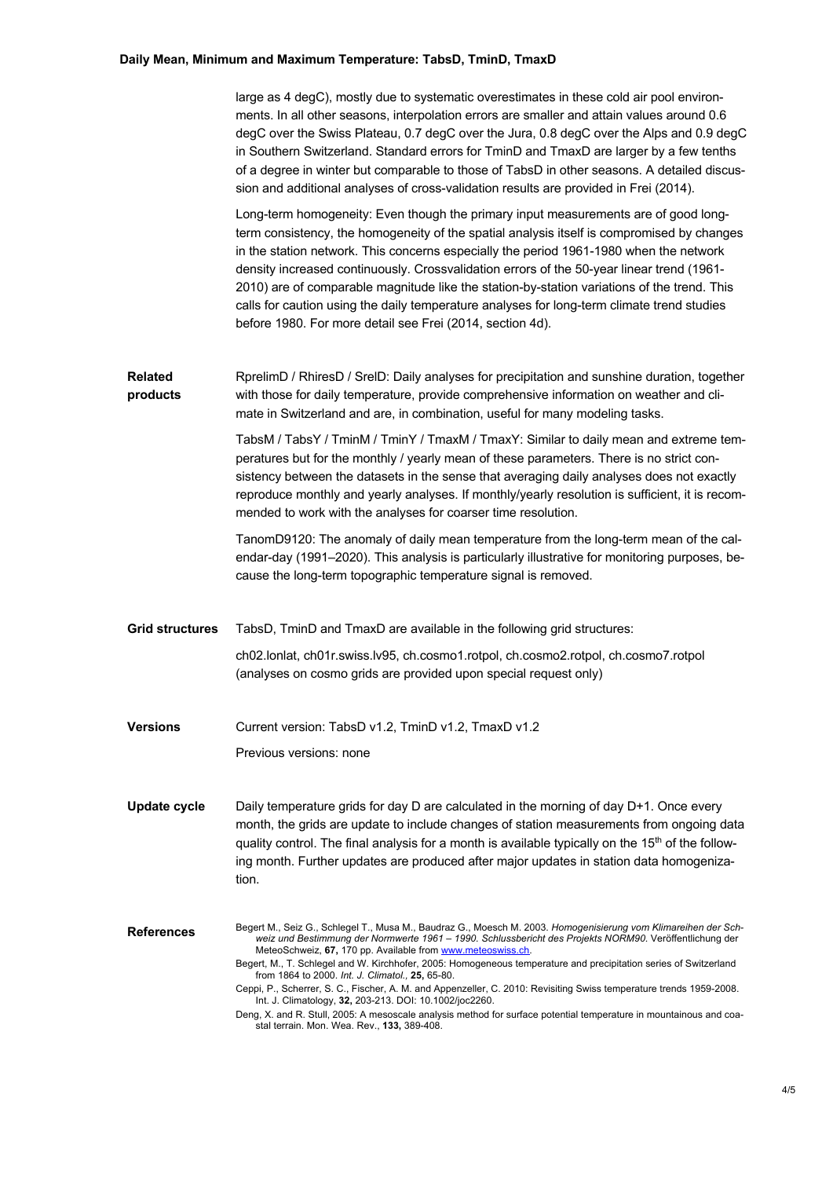large as 4 degC), mostly due to systematic overestimates in these cold air pool environments. In all other seasons, interpolation errors are smaller and attain values around 0.6 degC over the Swiss Plateau, 0.7 degC over the Jura, 0.8 degC over the Alps and 0.9 degC in Southern Switzerland. Standard errors for TminD and TmaxD are larger by a few tenths of a degree in winter but comparable to those of TabsD in other seasons. A detailed discussion and additional analyses of cross-validation results are provided in Frei (2014).

Long-term homogeneity: Even though the primary input measurements are of good long-term consistency, the homogeneity of the spatial analysis itself is compromised by changes in the station network. This concerns especially the period 1961-1980 when the network density increased continuously. Crossvalidation errors of the 50-year linear trend (1961-2010) are of comparable magnitude like the station-by-station variations of the trend. This calls for caution using the daily temperature analyses for long-term climate trend studies before 1980. For more detail see Frei (2014, section 4d).

**Related products**

RprelimD / RhiresD / SrelD: Daily analyses for precipitation and sunshine duration, together with those for daily temperature, provide comprehensive information on weather and climate in Switzerland and are, in combination, useful for many modeling tasks.

TabsM / TabsY / TminM / TminY / TmaxM / TmaxY: Similar to daily mean and extreme temperatures but for the monthly / yearly mean of these parameters. There is no strict consistency between the datasets in the sense that averaging daily analyses does not exactly reproduce monthly and yearly analyses. If monthly/yearly resolution is sufficient, it is recommended to work with the analyses for coarser time resolution.

TanomD9120: The anomaly of daily mean temperature from the long-term mean of the calendar-day (1991–2020). This analysis is particularly illustrative for monitoring purposes, because the long-term topographic temperature signal is removed.

**Grid structures**

TabsD, TminD and TmaxD are available in the following grid structures:

ch02.lonlat, ch01r.swiss.lv95, ch.cosmo1.rotpol, ch.cosmo2.rotpol, ch.cosmo7.rotpol (analyses on cosmo grids are provided upon special request only)

**Versions**

Current version: TabsD v1.2, TminD v1.2, TmaxD v1.2

Previous versions: none

**Update cycle**

Daily temperature grids for day D are calculated in the morning of day D+1. Once every month, the grids are update to include changes of station measurements from ongoing data quality control. The final analysis for a month is available typically on the 15th of the following month. Further updates are produced after major updates in station data homogenization.

**References**

Begert M., Seiz G., Schlegel T., Musa M., Baudraz G., Moesch M. 2003. *Homogenisierung vom Klimareihen der Schweiz und Bestimmung der Normwerte 1961 – 1990. Schlussbericht des Projekts NORM90.* Veröffentlichung der MeteoSchweiz, **67,** 170 pp. Available from www.meteoswiss.ch.

Begert, M., T. Schlegel and W. Kirchhofer, 2005: Homogeneous temperature and precipitation series of Switzerland from 1864 to 2000. *Int. J. Climatol.,* **25,** 65-80.

Ceppi, P., Scherrer, S. C., Fischer, A. M. and Appenzeller, C. 2010: Revisiting Swiss temperature trends 1959-2008. Int. J. Climatology, **32,** 203-213. DOI: 10.1002/joc2260.

Deng, X. and R. Stull, 2005: A mesoscale analysis method for surface potential temperature in mountainous and coastal terrain. Mon. Wea. Rev., **133,** 389-408.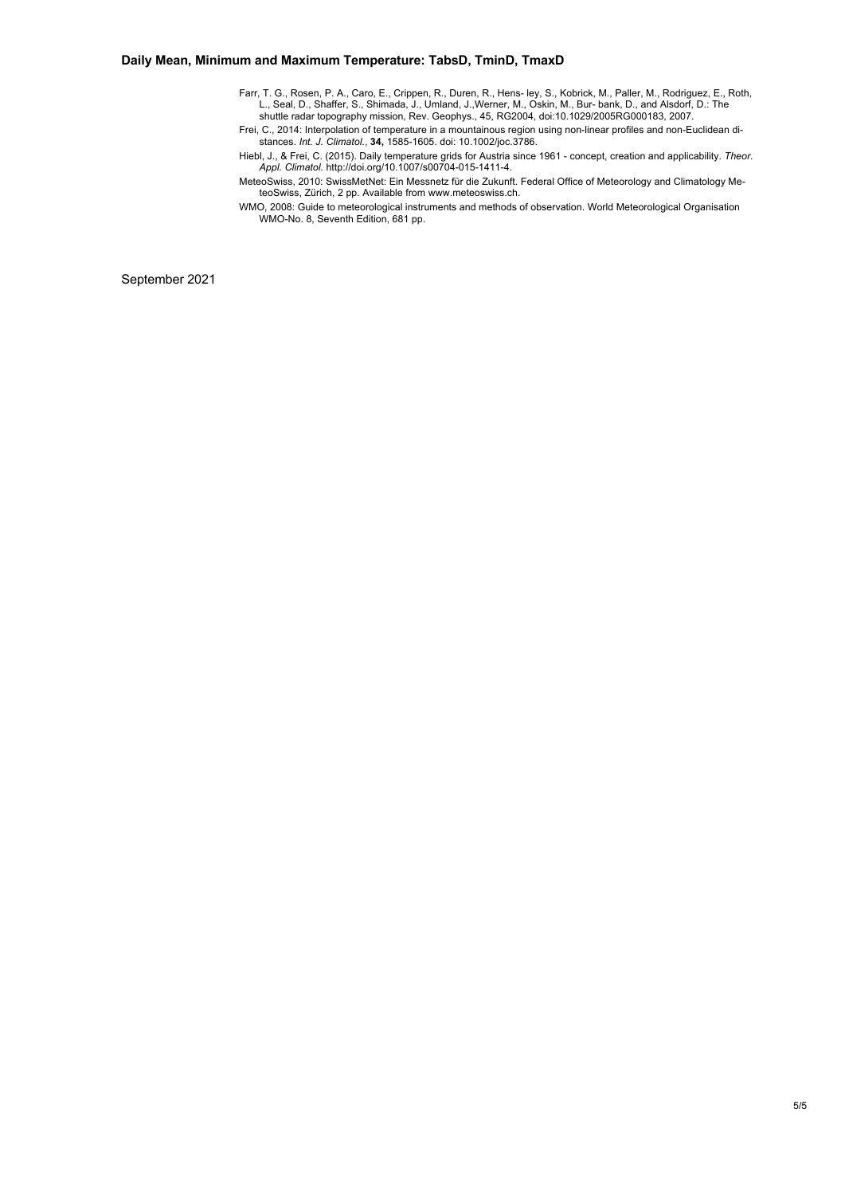Farr, T. G., Rosen, P. A., Caro, E., Crippen, R., Duren, R., Hens- ley, S., Kobrick, M., Paller, M., Rodriguez, E., Roth, L., Seal, D., Shaffer, S., Shimada, J., Umland, J.,Werner, M., Oskin, M., Bur- bank, D., and Alsdorf, D.: The shuttle radar topography mission, Rev. Geophys., 45, RG2004, doi:10.1029/2005RG000183, 2007.

Frei, C., 2014: Interpolation of temperature in a mountainous region using non-linear profiles and non-Euclidean distances. *Int. J. Climatol.*, **34,** 1585-1605. doi: 10.1002/joc.3786.

Hiebl, J., & Frei, C. (2015). Daily temperature grids for Austria since 1961 - concept, creation and applicability. *Theor. Appl. Climatol.* http://doi.org/10.1007/s00704-015-1411-4.

MeteoSwiss, 2010: SwissMetNet: Ein Messnetz für die Zukunft. Federal Office of Meteorology and Climatology MeteoSwiss, Zürich, 2 pp. Available from www.meteoswiss.ch.

WMO, 2008: Guide to meteorological instruments and methods of observation. World Meteorological Organisation WMO-No. 8, Seventh Edition, 681 pp.

September 2021